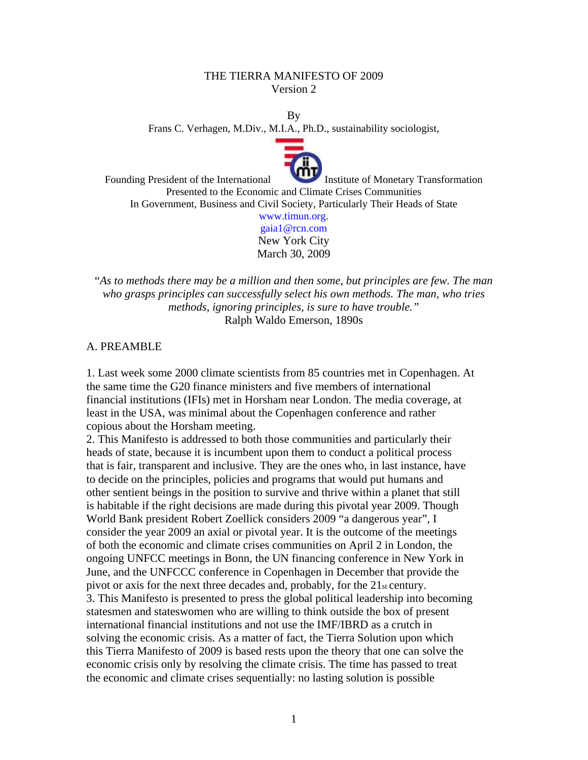# THE TIERRA MANIFESTO OF 2009
Version 2

By
Frans C. Verhagen, M.Div., M.I.A., Ph.D., sustainability sociologist,

Founding President of the International Institute of Monetary Transformation
Presented to the Economic and Climate Crises Communities
In Government, Business and Civil Society, Particularly Their Heads of State
www.timun.org.
gaia1@rcn.com
New York City
March 30, 2009

*"As to methods there may be a million and then some, but principles are few. The man who grasps principles can successfully select his own methods. The man, who tries methods, ignoring principles, is sure to have trouble."*
Ralph Waldo Emerson, 1890s

## A. PREAMBLE

1. Last week some 2000 climate scientists from 85 countries met in Copenhagen. At the same time the G20 finance ministers and five members of international financial institutions (IFIs) met in Horsham near London. The media coverage, at least in the USA, was minimal about the Copenhagen conference and rather copious about the Horsham meeting.
2. This Manifesto is addressed to both those communities and particularly their heads of state, because it is incumbent upon them to conduct a political process that is fair, transparent and inclusive. They are the ones who, in last instance, have to decide on the principles, policies and programs that would put humans and other sentient beings in the position to survive and thrive within a planet that still is habitable if the right decisions are made during this pivotal year 2009. Though World Bank president Robert Zoellick considers 2009 "a dangerous year", I consider the year 2009 an axial or pivotal year. It is the outcome of the meetings of both the economic and climate crises communities on April 2 in London, the ongoing UNFCC meetings in Bonn, the UN financing conference in New York in June, and the UNFCCC conference in Copenhagen in December that provide the pivot or axis for the next three decades and, probably, for the 21st century.
3. This Manifesto is presented to press the global political leadership into becoming statesmen and stateswomen who are willing to think outside the box of present international financial institutions and not use the IMF/IBRD as a crutch in solving the economic crisis. As a matter of fact, the Tierra Solution upon which this Tierra Manifesto of 2009 is based rests upon the theory that one can solve the economic crisis only by resolving the climate crisis. The time has passed to treat the economic and climate crises sequentially: no lasting solution is possible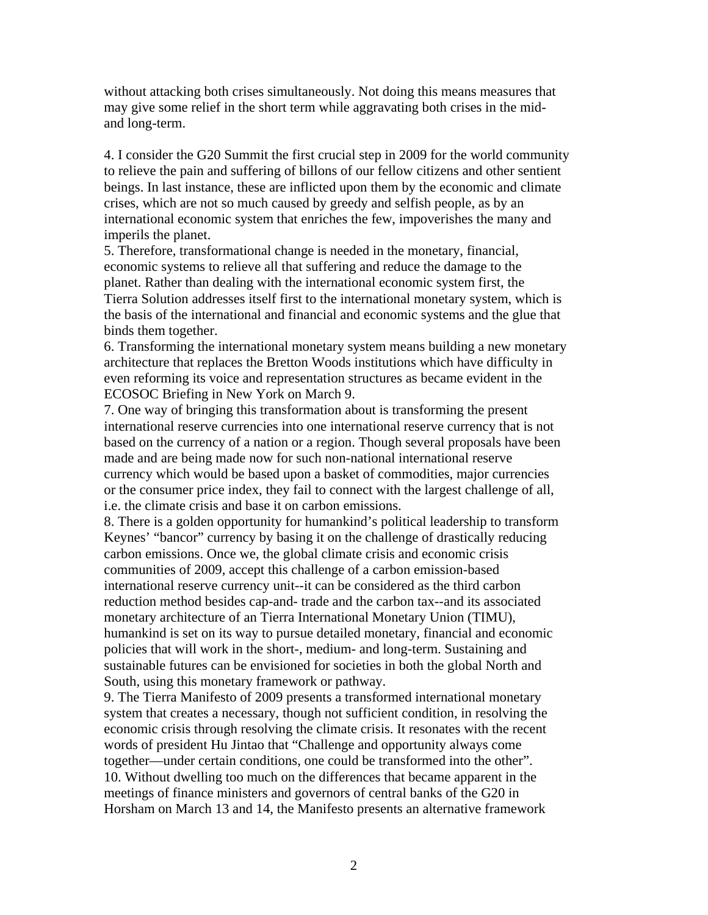without attacking both crises simultaneously. Not doing this means measures that may give some relief in the short term while aggravating both crises in the mid- and long-term.

4. I consider the G20 Summit the first crucial step in 2009 for the world community to relieve the pain and suffering of billons of our fellow citizens and other sentient beings. In last instance, these are inflicted upon them by the economic and climate crises, which are not so much caused by greedy and selfish people, as by an international economic system that enriches the few, impoverishes the many and imperils the planet.

5. Therefore, transformational change is needed in the monetary, financial, economic systems to relieve all that suffering and reduce the damage to the planet. Rather than dealing with the international economic system first, the Tierra Solution addresses itself first to the international monetary system, which is the basis of the international and financial and economic systems and the glue that binds them together.

6. Transforming the international monetary system means building a new monetary architecture that replaces the Bretton Woods institutions which have difficulty in even reforming its voice and representation structures as became evident in the ECOSOC Briefing in New York on March 9.

7. One way of bringing this transformation about is transforming the present international reserve currencies into one international reserve currency that is not based on the currency of a nation or a region. Though several proposals have been made and are being made now for such non-national international reserve currency which would be based upon a basket of commodities, major currencies or the consumer price index, they fail to connect with the largest challenge of all, i.e. the climate crisis and base it on carbon emissions.

8. There is a golden opportunity for humankind's political leadership to transform Keynes' "bancor" currency by basing it on the challenge of drastically reducing carbon emissions. Once we, the global climate crisis and economic crisis communities of 2009, accept this challenge of a carbon emission-based international reserve currency unit--it can be considered as the third carbon reduction method besides cap-and- trade and the carbon tax--and its associated monetary architecture of an Tierra International Monetary Union (TIMU), humankind is set on its way to pursue detailed monetary, financial and economic policies that will work in the short-, medium- and long-term. Sustaining and sustainable futures can be envisioned for societies in both the global North and South, using this monetary framework or pathway.

9. The Tierra Manifesto of 2009 presents a transformed international monetary system that creates a necessary, though not sufficient condition, in resolving the economic crisis through resolving the climate crisis. It resonates with the recent words of president Hu Jintao that "Challenge and opportunity always come together—under certain conditions, one could be transformed into the other".

10. Without dwelling too much on the differences that became apparent in the meetings of finance ministers and governors of central banks of the G20 in Horsham on March 13 and 14, the Manifesto presents an alternative framework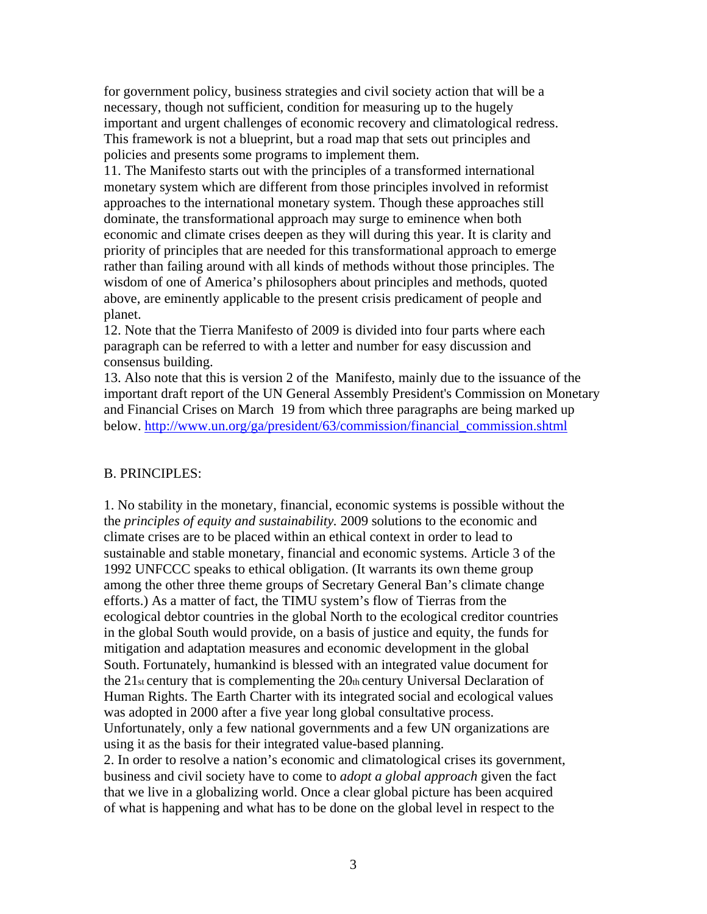for government policy, business strategies and civil society action that will be a necessary, though not sufficient, condition for measuring up to the hugely important and urgent challenges of economic recovery and climatological redress. This framework is not a blueprint, but a road map that sets out principles and policies and presents some programs to implement them.

11. The Manifesto starts out with the principles of a transformed international monetary system which are different from those principles involved in reformist approaches to the international monetary system. Though these approaches still dominate, the transformational approach may surge to eminence when both economic and climate crises deepen as they will during this year. It is clarity and priority of principles that are needed for this transformational approach to emerge rather than failing around with all kinds of methods without those principles. The wisdom of one of America's philosophers about principles and methods, quoted above, are eminently applicable to the present crisis predicament of people and planet.

12. Note that the Tierra Manifesto of 2009 is divided into four parts where each paragraph can be referred to with a letter and number for easy discussion and consensus building.

13. Also note that this is version 2 of the Manifesto, mainly due to the issuance of the important draft report of the UN General Assembly President's Commission on Monetary and Financial Crises on March 19 from which three paragraphs are being marked up below. http://www.un.org/ga/president/63/commission/financial_commission.shtml

## B. PRINCIPLES:

1. No stability in the monetary, financial, economic systems is possible without the the *principles of equity and sustainability.* 2009 solutions to the economic and climate crises are to be placed within an ethical context in order to lead to sustainable and stable monetary, financial and economic systems. Article 3 of the 1992 UNFCCC speaks to ethical obligation. (It warrants its own theme group among the other three theme groups of Secretary General Ban's climate change efforts.) As a matter of fact, the TIMU system's flow of Tierras from the ecological debtor countries in the global North to the ecological creditor countries in the global South would provide, on a basis of justice and equity, the funds for mitigation and adaptation measures and economic development in the global South. Fortunately, humankind is blessed with an integrated value document for the 21st century that is complementing the 20th century Universal Declaration of Human Rights. The Earth Charter with its integrated social and ecological values was adopted in 2000 after a five year long global consultative process. Unfortunately, only a few national governments and a few UN organizations are using it as the basis for their integrated value-based planning.

2. In order to resolve a nation's economic and climatological crises its government, business and civil society have to come to *adopt a global approach* given the fact that we live in a globalizing world. Once a clear global picture has been acquired of what is happening and what has to be done on the global level in respect to the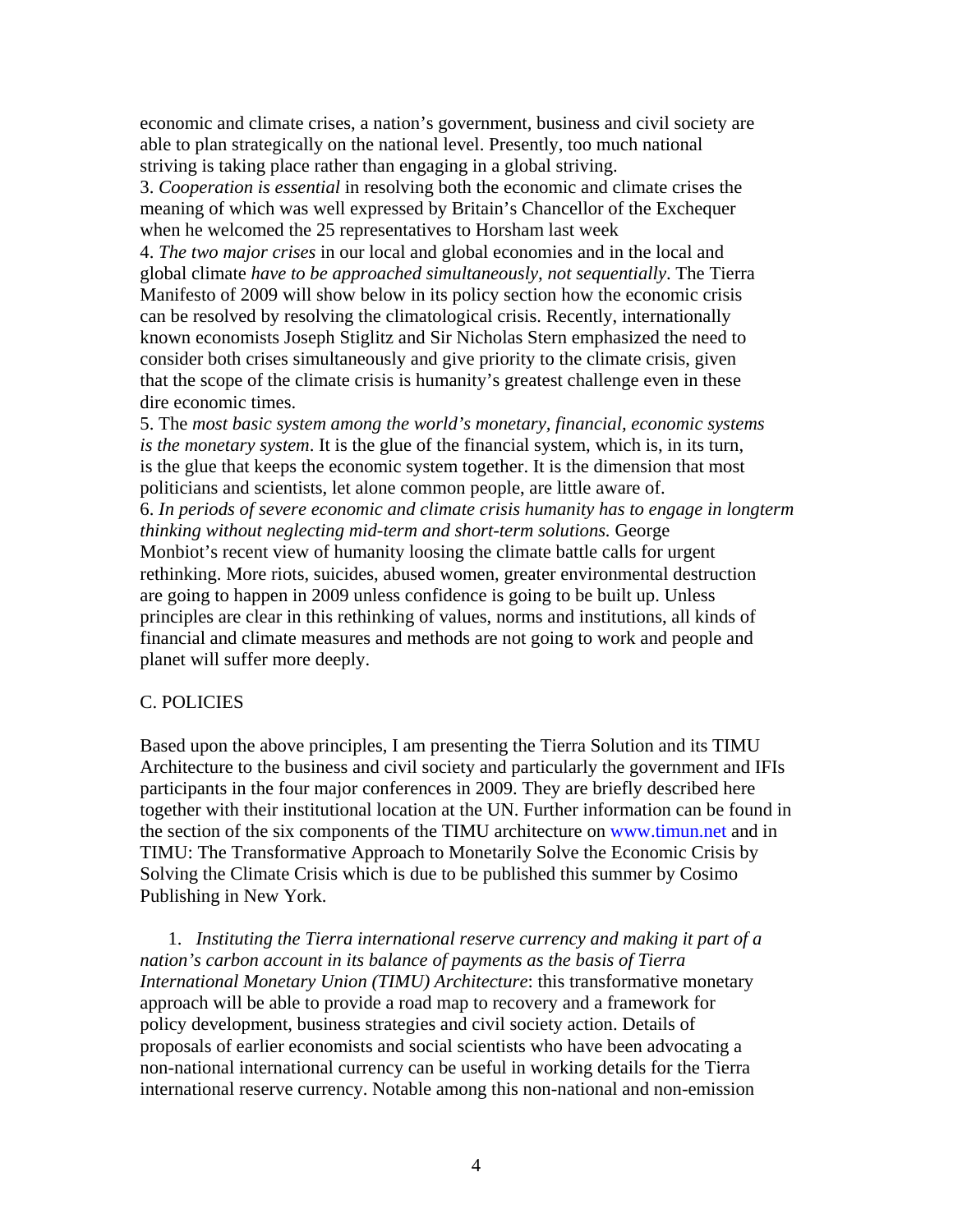economic and climate crises, a nation's government, business and civil society are able to plan strategically on the national level. Presently, too much national striving is taking place rather than engaging in a global striving.

3. *Cooperation is essential* in resolving both the economic and climate crises the meaning of which was well expressed by Britain's Chancellor of the Exchequer when he welcomed the 25 representatives to Horsham last week

4. *The two major crises* in our local and global economies and in the local and global climate *have to be approached simultaneously, not sequentially*. The Tierra Manifesto of 2009 will show below in its policy section how the economic crisis can be resolved by resolving the climatological crisis. Recently, internationally known economists Joseph Stiglitz and Sir Nicholas Stern emphasized the need to consider both crises simultaneously and give priority to the climate crisis, given that the scope of the climate crisis is humanity's greatest challenge even in these dire economic times.

5. The *most basic system among the world's monetary, financial, economic systems is the monetary system*. It is the glue of the financial system, which is, in its turn, is the glue that keeps the economic system together. It is the dimension that most politicians and scientists, let alone common people, are little aware of.

6. *In periods of severe economic and climate crisis humanity has to engage in longterm thinking without neglecting mid-term and short-term solutions.* George Monbiot's recent view of humanity loosing the climate battle calls for urgent rethinking. More riots, suicides, abused women, greater environmental destruction are going to happen in 2009 unless confidence is going to be built up. Unless principles are clear in this rethinking of values, norms and institutions, all kinds of financial and climate measures and methods are not going to work and people and planet will suffer more deeply.

## C. POLICIES

Based upon the above principles, I am presenting the Tierra Solution and its TIMU Architecture to the business and civil society and particularly the government and IFIs participants in the four major conferences in 2009. They are briefly described here together with their institutional location at the UN. Further information can be found in the section of the six components of the TIMU architecture on www.timun.net and in TIMU: The Transformative Approach to Monetarily Solve the Economic Crisis by Solving the Climate Crisis which is due to be published this summer by Cosimo Publishing in New York.

1. *Instituting the Tierra international reserve currency and making it part of a nation's carbon account in its balance of payments as the basis of Tierra International Monetary Union (TIMU) Architecture*: this transformative monetary approach will be able to provide a road map to recovery and a framework for policy development, business strategies and civil society action. Details of proposals of earlier economists and social scientists who have been advocating a non-national international currency can be useful in working details for the Tierra international reserve currency. Notable among this non-national and non-emission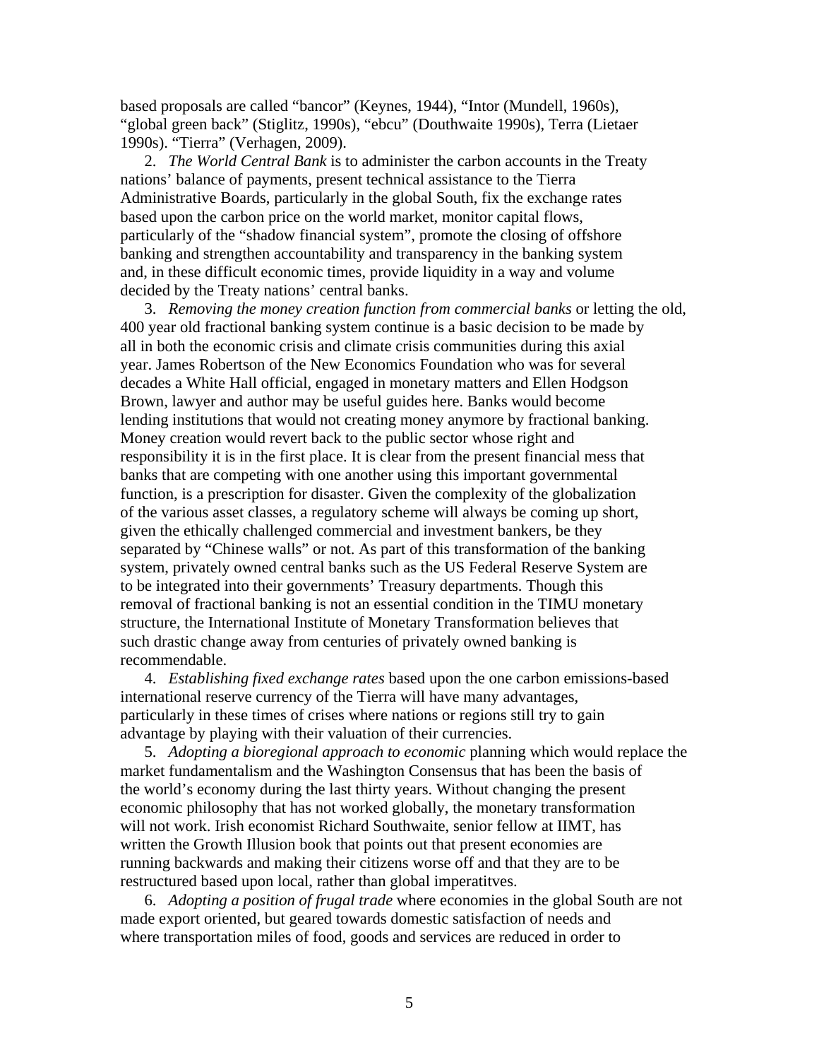based proposals are called "bancor" (Keynes, 1944), "Intor (Mundell, 1960s), "global green back" (Stiglitz, 1990s), "ebcu" (Douthwaite 1990s), Terra (Lietaer 1990s). "Tierra" (Verhagen, 2009).

2. *The World Central Bank* is to administer the carbon accounts in the Treaty nations' balance of payments, present technical assistance to the Tierra Administrative Boards, particularly in the global South, fix the exchange rates based upon the carbon price on the world market, monitor capital flows, particularly of the "shadow financial system", promote the closing of offshore banking and strengthen accountability and transparency in the banking system and, in these difficult economic times, provide liquidity in a way and volume decided by the Treaty nations' central banks.

3. *Removing the money creation function from commercial banks* or letting the old, 400 year old fractional banking system continue is a basic decision to be made by all in both the economic crisis and climate crisis communities during this axial year. James Robertson of the New Economics Foundation who was for several decades a White Hall official, engaged in monetary matters and Ellen Hodgson Brown, lawyer and author may be useful guides here. Banks would become lending institutions that would not creating money anymore by fractional banking. Money creation would revert back to the public sector whose right and responsibility it is in the first place. It is clear from the present financial mess that banks that are competing with one another using this important governmental function, is a prescription for disaster. Given the complexity of the globalization of the various asset classes, a regulatory scheme will always be coming up short, given the ethically challenged commercial and investment bankers, be they separated by "Chinese walls" or not. As part of this transformation of the banking system, privately owned central banks such as the US Federal Reserve System are to be integrated into their governments' Treasury departments. Though this removal of fractional banking is not an essential condition in the TIMU monetary structure, the International Institute of Monetary Transformation believes that such drastic change away from centuries of privately owned banking is recommendable.

4. *Establishing fixed exchange rates* based upon the one carbon emissions-based international reserve currency of the Tierra will have many advantages, particularly in these times of crises where nations or regions still try to gain advantage by playing with their valuation of their currencies.

5. *Adopting a bioregional approach to economic* planning which would replace the market fundamentalism and the Washington Consensus that has been the basis of the world's economy during the last thirty years. Without changing the present economic philosophy that has not worked globally, the monetary transformation will not work. Irish economist Richard Southwaite, senior fellow at IIMT, has written the Growth Illusion book that points out that present economies are running backwards and making their citizens worse off and that they are to be restructured based upon local, rather than global imperatitves.

6. *Adopting a position of frugal trade* where economies in the global South are not made export oriented, but geared towards domestic satisfaction of needs and where transportation miles of food, goods and services are reduced in order to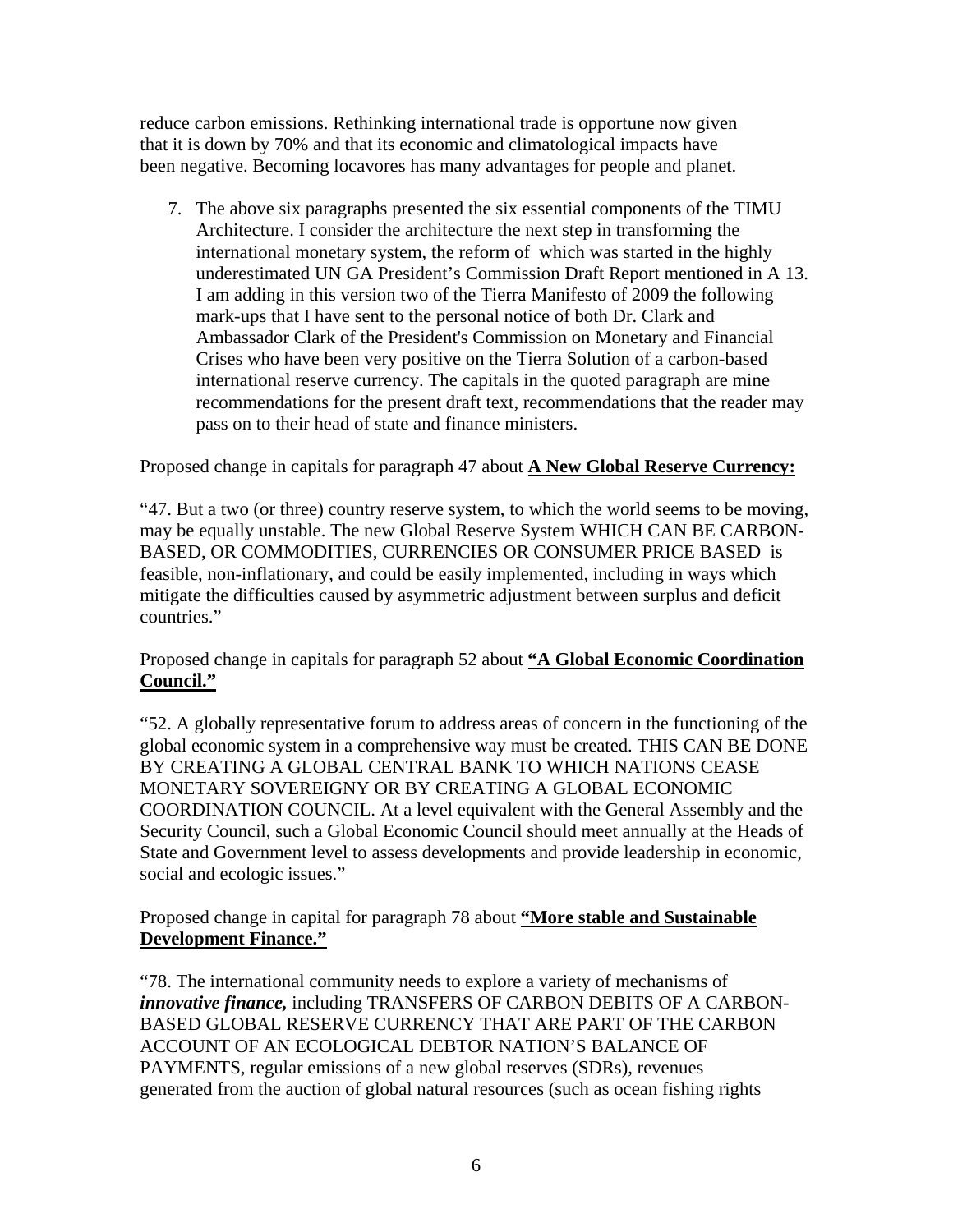reduce carbon emissions. Rethinking international trade is opportune now given that it is down by 70% and that its economic and climatological impacts have been negative. Becoming locavores has many advantages for people and planet.

7. The above six paragraphs presented the six essential components of the TIMU Architecture. I consider the architecture the next step in transforming the international monetary system, the reform of which was started in the highly underestimated UN GA President's Commission Draft Report mentioned in A 13. I am adding in this version two of the Tierra Manifesto of 2009 the following mark-ups that I have sent to the personal notice of both Dr. Clark and Ambassador Clark of the President's Commission on Monetary and Financial Crises who have been very positive on the Tierra Solution of a carbon-based international reserve currency. The capitals in the quoted paragraph are mine recommendations for the present draft text, recommendations that the reader may pass on to their head of state and finance ministers.

Proposed change in capitals for paragraph 47 about **A New Global Reserve Currency:**

"47. But a two (or three) country reserve system, to which the world seems to be moving, may be equally unstable. The new Global Reserve System WHICH CAN BE CARBON-BASED, OR COMMODITIES, CURRENCIES OR CONSUMER PRICE BASED is feasible, non-inflationary, and could be easily implemented, including in ways which mitigate the difficulties caused by asymmetric adjustment between surplus and deficit countries."

Proposed change in capitals for paragraph 52 about **"A Global Economic Coordination Council."**

"52. A globally representative forum to address areas of concern in the functioning of the global economic system in a comprehensive way must be created. THIS CAN BE DONE BY CREATING A GLOBAL CENTRAL BANK TO WHICH NATIONS CEASE MONETARY SOVEREIGNY OR BY CREATING A GLOBAL ECONOMIC COORDINATION COUNCIL. At a level equivalent with the General Assembly and the Security Council, such a Global Economic Council should meet annually at the Heads of State and Government level to assess developments and provide leadership in economic, social and ecologic issues."

Proposed change in capital for paragraph 78 about **"More stable and Sustainable Development Finance."**

"78. The international community needs to explore a variety of mechanisms of ***innovative finance,*** including TRANSFERS OF CARBON DEBITS OF A CARBON-BASED GLOBAL RESERVE CURRENCY THAT ARE PART OF THE CARBON ACCOUNT OF AN ECOLOGICAL DEBTOR NATION'S BALANCE OF PAYMENTS, regular emissions of a new global reserves (SDRs), revenues generated from the auction of global natural resources (such as ocean fishing rights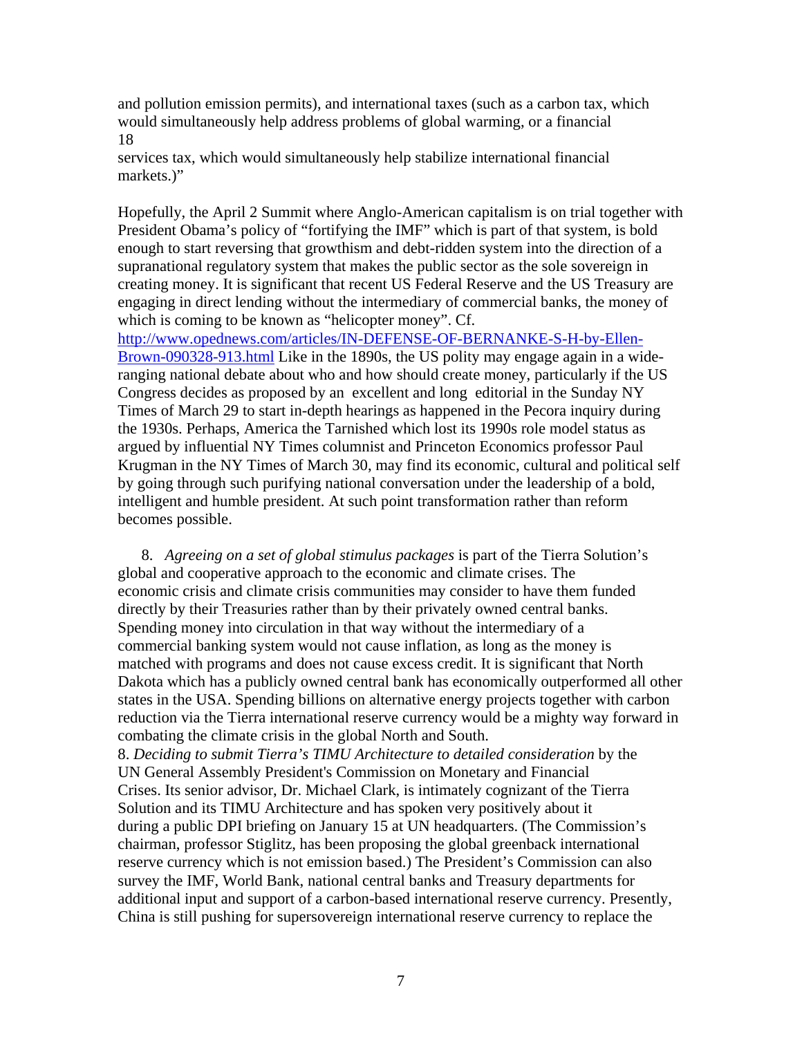and pollution emission permits), and international taxes (such as a carbon tax, which would simultaneously help address problems of global warming, or a financial
18
services tax, which would simultaneously help stabilize international financial markets.)"

Hopefully, the April 2 Summit where Anglo-American capitalism is on trial together with President Obama's policy of "fortifying the IMF" which is part of that system, is bold enough to start reversing that growthism and debt-ridden system into the direction of a supranational regulatory system that makes the public sector as the sole sovereign in creating money. It is significant that recent US Federal Reserve and the US Treasury are engaging in direct lending without the intermediary of commercial banks, the money of which is coming to be known as "helicopter money". Cf. [http://www.opednews.com/articles/IN-DEFENSE-OF-BERNANKE-S-H-by-Ellen-Brown-090328-913.html](http://www.opednews.com/articles/IN-DEFENSE-OF-BERNANKE-S-H-by-Ellen-Brown-090328-913.html) Like in the 1890s, the US polity may engage again in a wide-ranging national debate about who and how should create money, particularly if the US Congress decides as proposed by an excellent and long editorial in the Sunday NY Times of March 29 to start in-depth hearings as happened in the Pecora inquiry during the 1930s. Perhaps, America the Tarnished which lost its 1990s role model status as argued by influential NY Times columnist and Princeton Economics professor Paul Krugman in the NY Times of March 30, may find its economic, cultural and political self by going through such purifying national conversation under the leadership of a bold, intelligent and humble president. At such point transformation rather than reform becomes possible.

8. *Agreeing on a set of global stimulus packages* is part of the Tierra Solution's global and cooperative approach to the economic and climate crises. The economic crisis and climate crisis communities may consider to have them funded directly by their Treasuries rather than by their privately owned central banks. Spending money into circulation in that way without the intermediary of a commercial banking system would not cause inflation, as long as the money is matched with programs and does not cause excess credit. It is significant that North Dakota which has a publicly owned central bank has economically outperformed all other states in the USA. Spending billions on alternative energy projects together with carbon reduction via the Tierra international reserve currency would be a mighty way forward in combating the climate crisis in the global North and South.

8. *Deciding to submit Tierra's TIMU Architecture to detailed consideration* by the UN General Assembly President's Commission on Monetary and Financial Crises. Its senior advisor, Dr. Michael Clark, is intimately cognizant of the Tierra Solution and its TIMU Architecture and has spoken very positively about it during a public DPI briefing on January 15 at UN headquarters. (The Commission's chairman, professor Stiglitz, has been proposing the global greenback international reserve currency which is not emission based.) The President's Commission can also survey the IMF, World Bank, national central banks and Treasury departments for additional input and support of a carbon-based international reserve currency. Presently, China is still pushing for supersovereign international reserve currency to replace the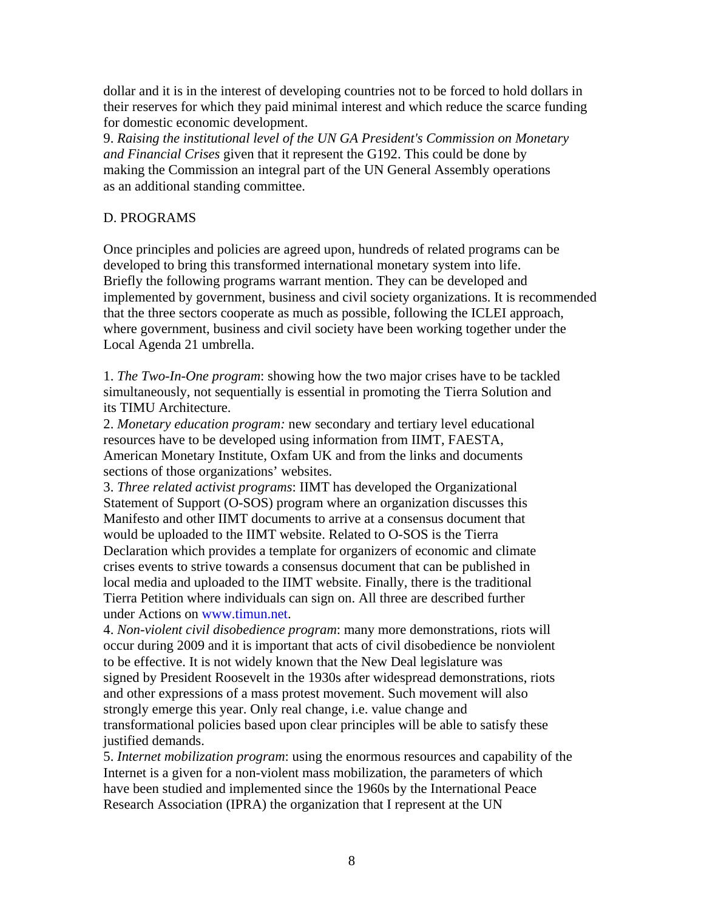dollar and it is in the interest of developing countries not to be forced to hold dollars in their reserves for which they paid minimal interest and which reduce the scarce funding for domestic economic development.

9. *Raising the institutional level of the UN GA President's Commission on Monetary and Financial Crises* given that it represent the G192. This could be done by making the Commission an integral part of the UN General Assembly operations as an additional standing committee.

D. PROGRAMS

Once principles and policies are agreed upon, hundreds of related programs can be developed to bring this transformed international monetary system into life. Briefly the following programs warrant mention. They can be developed and implemented by government, business and civil society organizations. It is recommended that the three sectors cooperate as much as possible, following the ICLEI approach, where government, business and civil society have been working together under the Local Agenda 21 umbrella.

1. *The Two-In-One program*: showing how the two major crises have to be tackled simultaneously, not sequentially is essential in promoting the Tierra Solution and its TIMU Architecture.
2. *Monetary education program:* new secondary and tertiary level educational resources have to be developed using information from IIMT, FAESTA, American Monetary Institute, Oxfam UK and from the links and documents sections of those organizations' websites.
3. *Three related activist programs*: IIMT has developed the Organizational Statement of Support (O-SOS) program where an organization discusses this Manifesto and other IIMT documents to arrive at a consensus document that would be uploaded to the IIMT website. Related to O-SOS is the Tierra Declaration which provides a template for organizers of economic and climate crises events to strive towards a consensus document that can be published in local media and uploaded to the IIMT website. Finally, there is the traditional Tierra Petition where individuals can sign on. All three are described further under Actions on www.timun.net.
4. *Non-violent civil disobedience program*: many more demonstrations, riots will occur during 2009 and it is important that acts of civil disobedience be nonviolent to be effective. It is not widely known that the New Deal legislature was signed by President Roosevelt in the 1930s after widespread demonstrations, riots and other expressions of a mass protest movement. Such movement will also strongly emerge this year. Only real change, i.e. value change and transformational policies based upon clear principles will be able to satisfy these justified demands.
5. *Internet mobilization program*: using the enormous resources and capability of the Internet is a given for a non-violent mass mobilization, the parameters of which have been studied and implemented since the 1960s by the International Peace Research Association (IPRA) the organization that I represent at the UN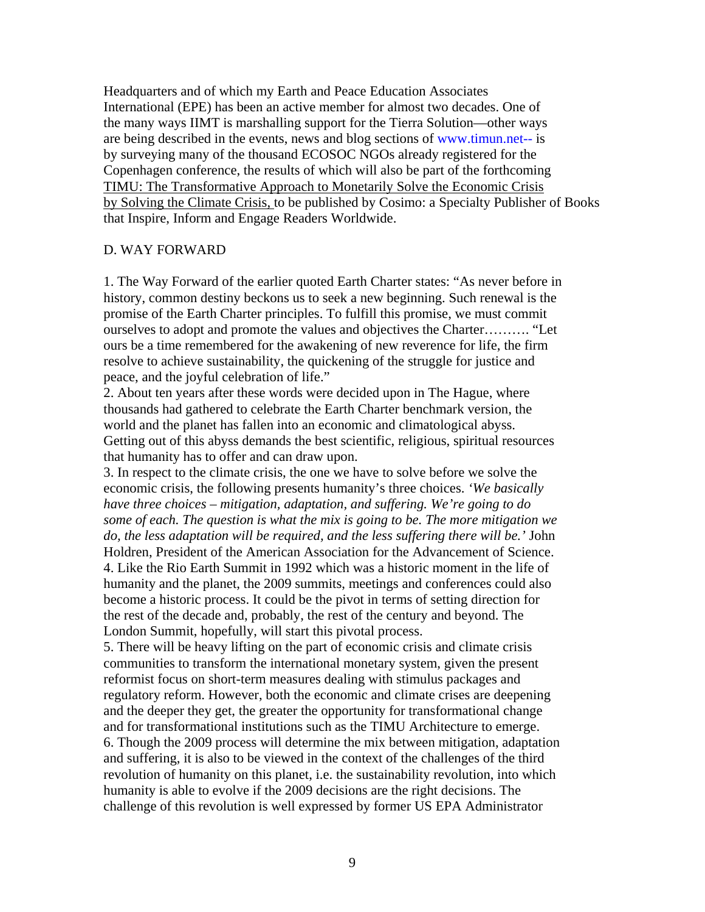Headquarters and of which my Earth and Peace Education Associates International (EPE) has been an active member for almost two decades. One of the many ways IIMT is marshalling support for the Tierra Solution—other ways are being described in the events, news and blog sections of www.timun.net-- is by surveying many of the thousand ECOSOC NGOs already registered for the Copenhagen conference, the results of which will also be part of the forthcoming <u>TIMU: The Transformative Approach to Monetarily Solve the Economic Crisis by Solving the Climate Crisis,</u> to be published by Cosimo: a Specialty Publisher of Books that Inspire, Inform and Engage Readers Worldwide.

## D. WAY FORWARD

1. The Way Forward of the earlier quoted Earth Charter states: "As never before in history, common destiny beckons us to seek a new beginning. Such renewal is the promise of the Earth Charter principles. To fulfill this promise, we must commit ourselves to adopt and promote the values and objectives the Charter………. "Let ours be a time remembered for the awakening of new reverence for life, the firm resolve to achieve sustainability, the quickening of the struggle for justice and peace, and the joyful celebration of life."
2. About ten years after these words were decided upon in The Hague, where thousands had gathered to celebrate the Earth Charter benchmark version, the world and the planet has fallen into an economic and climatological abyss. Getting out of this abyss demands the best scientific, religious, spiritual resources that humanity has to offer and can draw upon.
3. In respect to the climate crisis, the one we have to solve before we solve the economic crisis, the following presents humanity's three choices. *'We basically have three choices – mitigation, adaptation, and suffering. We're going to do some of each. The question is what the mix is going to be. The more mitigation we do, the less adaptation will be required, and the less suffering there will be.'* John Holdren, President of the American Association for the Advancement of Science.
4. Like the Rio Earth Summit in 1992 which was a historic moment in the life of humanity and the planet, the 2009 summits, meetings and conferences could also become a historic process. It could be the pivot in terms of setting direction for the rest of the decade and, probably, the rest of the century and beyond. The London Summit, hopefully, will start this pivotal process.
5. There will be heavy lifting on the part of economic crisis and climate crisis communities to transform the international monetary system, given the present reformist focus on short-term measures dealing with stimulus packages and regulatory reform. However, both the economic and climate crises are deepening and the deeper they get, the greater the opportunity for transformational change and for transformational institutions such as the TIMU Architecture to emerge.
6. Though the 2009 process will determine the mix between mitigation, adaptation and suffering, it is also to be viewed in the context of the challenges of the third revolution of humanity on this planet, i.e. the sustainability revolution, into which humanity is able to evolve if the 2009 decisions are the right decisions. The challenge of this revolution is well expressed by former US EPA Administrator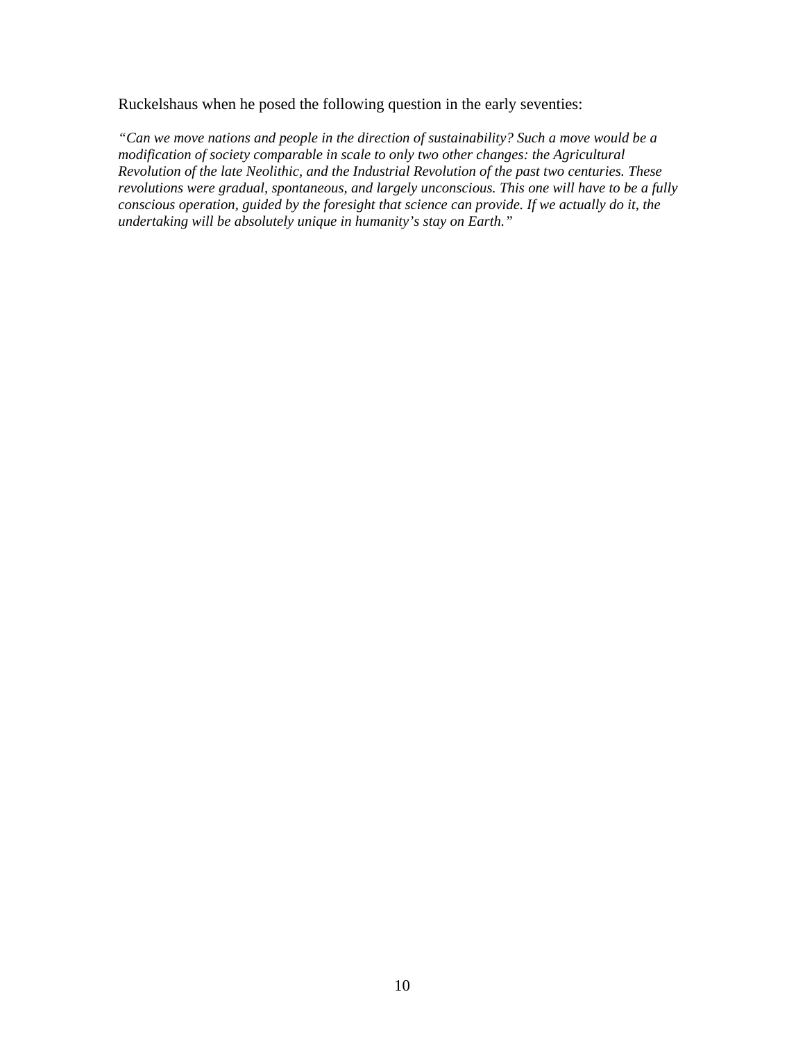Ruckelshaus when he posed the following question in the early seventies:

*"Can we move nations and people in the direction of sustainability? Such a move would be a modification of society comparable in scale to only two other changes: the Agricultural Revolution of the late Neolithic, and the Industrial Revolution of the past two centuries. These revolutions were gradual, spontaneous, and largely unconscious. This one will have to be a fully conscious operation, guided by the foresight that science can provide. If we actually do it, the undertaking will be absolutely unique in humanity's stay on Earth."*